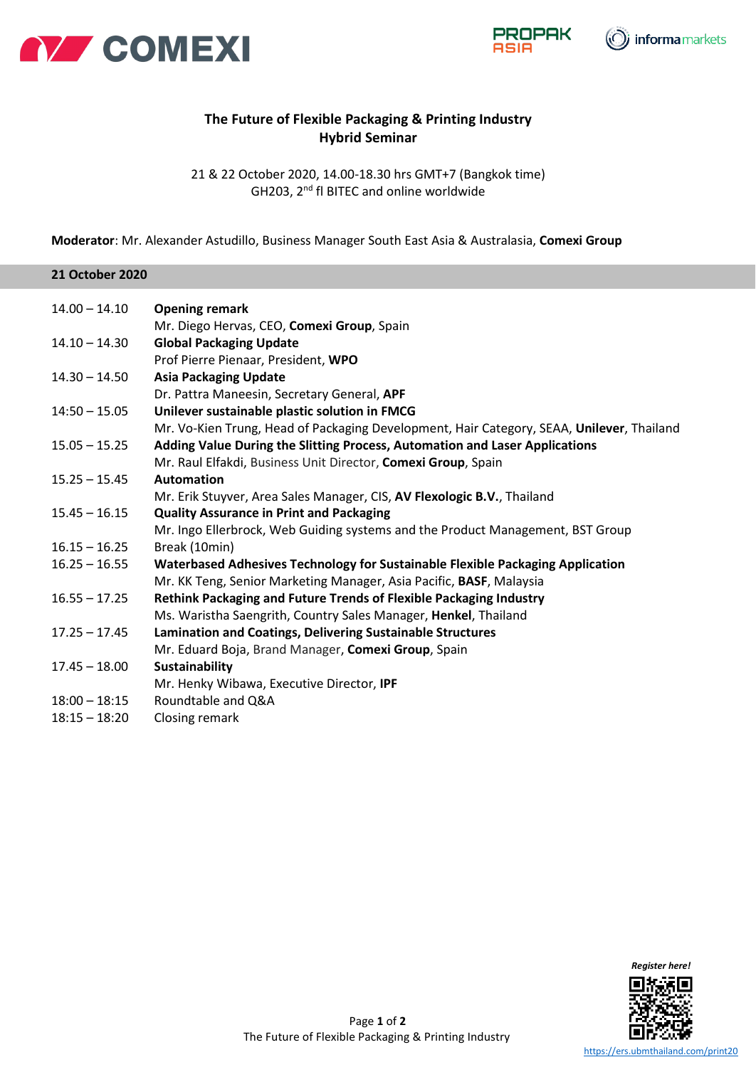# The Future of Flexible Packaging & Printing Industry
## Hybrid Seminar

21 & 22 October 2020, 14.00-18.30 hrs GMT+7 (Bangkok time)
GH203, 2nd fl BITEC and online worldwide

**Moderator**: Mr. Alexander Astudillo, Business Manager South East Asia & Australasia, **Comexi Group**

### 21 October 2020

| | |
|---|---|
| 14.00 – 14.10 | **Opening remark**<br>Mr. Diego Hervas, CEO, **Comexi Group**, Spain |
| 14.10 – 14.30 | **Global Packaging Update**<br>Prof Pierre Pienaar, President, **WPO** |
| 14.30 – 14.50 | **Asia Packaging Update**<br>Dr. Pattra Maneesin, Secretary General, **APF** |
| 14:50 – 15.05 | **Unilever sustainable plastic solution in FMCG**<br>Mr. Vo-Kien Trung, Head of Packaging Development, Hair Category, SEAA, **Unilever**, Thailand |
| 15.05 – 15.25 | **Adding Value During the Slitting Process, Automation and Laser Applications**<br>Mr. Raul Elfakdi, Business Unit Director, **Comexi Group**, Spain |
| 15.25 – 15.45 | **Automation**<br>Mr. Erik Stuyver, Area Sales Manager, CIS, **AV Flexologic B.V.**, Thailand |
| 15.45 – 16.15 | **Quality Assurance in Print and Packaging**<br>Mr. Ingo Ellerbrock, Web Guiding systems and the Product Management, BST Group |
| 16.15 – 16.25 | Break (10min) |
| 16.25 – 16.55 | **Waterbased Adhesives Technology for Sustainable Flexible Packaging Application**<br>Mr. KK Teng, Senior Marketing Manager, Asia Pacific, **BASF**, Malaysia |
| 16.55 – 17.25 | **Rethink Packaging and Future Trends of Flexible Packaging Industry**<br>Ms. Waristha Saengrith, Country Sales Manager, **Henkel**, Thailand |
| 17.25 – 17.45 | **Lamination and Coatings, Delivering Sustainable Structures**<br>Mr. Eduard Boja, Brand Manager, **Comexi Group**, Spain |
| 17.45 – 18.00 | **Sustainability**<br>Mr. Henky Wibawa, Executive Director, **IPF** |
| 18:00 – 18:15 | Roundtable and Q&A |
| 18:15 – 18:20 | Closing remark |

*Register here!*

https://ers.ubmthailand.com/print20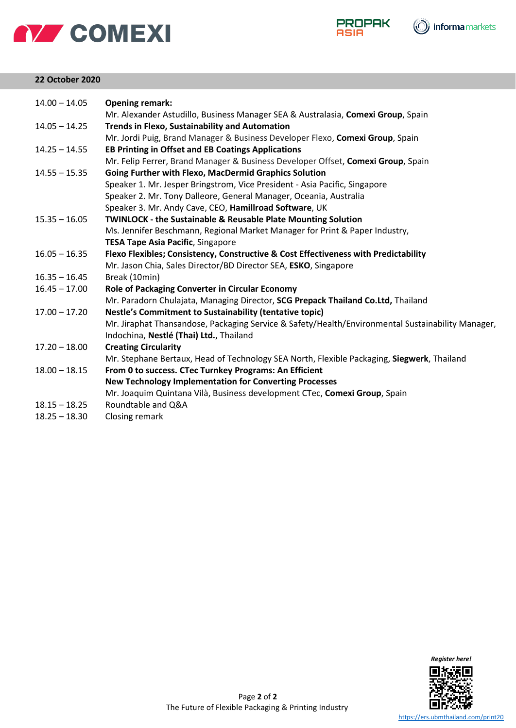**22 October 2020**

| | |
|---|---|
| 14.00 – 14.05 | **Opening remark:**<br>Mr. Alexander Astudillo, Business Manager SEA & Australasia, **Comexi Group**, Spain |
| 14.05 – 14.25 | **Trends in Flexo, Sustainability and Automation**<br>Mr. Jordi Puig, Brand Manager & Business Developer Flexo, **Comexi Group**, Spain |
| 14.25 – 14.55 | **EB Printing in Offset and EB Coatings Applications**<br>Mr. Felip Ferrer, Brand Manager & Business Developer Offset, **Comexi Group**, Spain |
| 14.55 – 15.35 | **Going Further with Flexo, MacDermid Graphics Solution**<br>Speaker 1. Mr. Jesper Bringstrom, Vice President - Asia Pacific, Singapore<br>Speaker 2. Mr. Tony Dalleore, General Manager, Oceania, Australia<br>Speaker 3. Mr. Andy Cave, CEO, **Hamillroad Software**, UK |
| 15.35 – 16.05 | **TWINLOCK - the Sustainable & Reusable Plate Mounting Solution**<br>Ms. Jennifer Beschmann, Regional Market Manager for Print & Paper Industry, **TESA Tape Asia Pacific**, Singapore |
| 16.05 – 16.35 | **Flexo Flexibles; Consistency, Constructive & Cost Effectiveness with Predictability**<br>Mr. Jason Chia, Sales Director/BD Director SEA, **ESKO**, Singapore |
| 16.35 – 16.45 | Break (10min) |
| 16.45 – 17.00 | **Role of Packaging Converter in Circular Economy**<br>Mr. Paradorn Chulajata, Managing Director, **SCG Prepack Thailand Co.Ltd,** Thailand |
| 17.00 – 17.20 | **Nestle's Commitment to Sustainability (tentative topic)**<br>Mr. Jiraphat Thansandose, Packaging Service & Safety/Health/Environmental Sustainability Manager, Indochina, **Nestlé (Thai) Ltd.**, Thailand |
| 17.20 – 18.00 | **Creating Circularity**<br>Mr. Stephane Bertaux, Head of Technology SEA North, Flexible Packaging, **Siegwerk**, Thailand |
| 18.00 – 18.15 | **From 0 to success. CTec Turnkey Programs: An Efficient New Technology Implementation for Converting Processes**<br>Mr. Joaquim Quintana Vilà, Business development CTec, **Comexi Group**, Spain |
| 18.15 – 18.25 | Roundtable and Q&A |
| 18.25 – 18.30 | Closing remark |

The Future of Flexible Packaging & Printing Industry

*Register here!*

https://ers.ubmthailand.com/print20